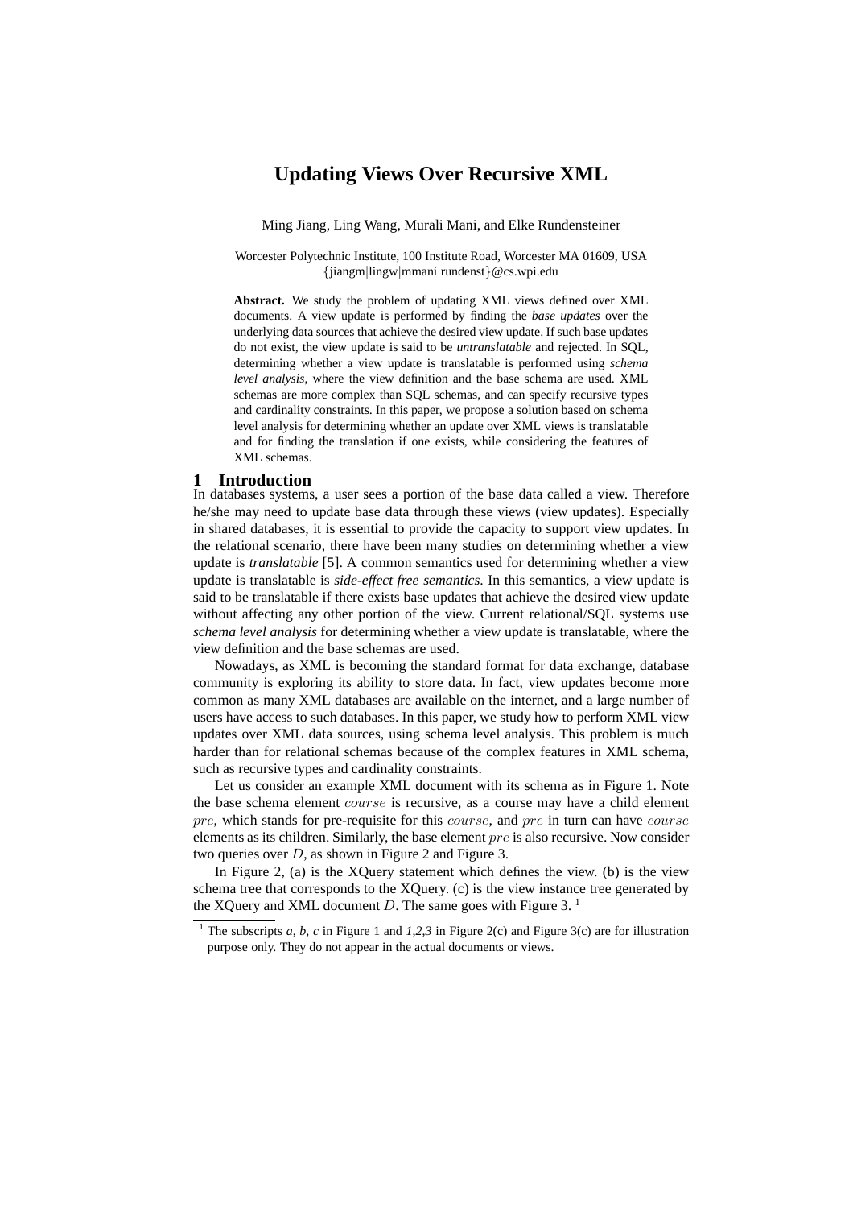# Updating Views Over Recursive XML

Ming Jiang, Ling Wang, Murali Mani, and Elke Rundensteiner

Worcester Polytechnic Institute, 100 Institute Road, Worcester MA 01609, USA
{jiangm|lingw|mmani|rundenst}@cs.wpi.edu

**Abstract.** We study the problem of updating XML views defined over XML documents. A view update is performed by finding the *base updates* over the underlying data sources that achieve the desired view update. If such base updates do not exist, the view update is said to be *untranslatable* and rejected. In SQL, determining whether a view update is translatable is performed using *schema level analysis*, where the view definition and the base schema are used. XML schemas are more complex than SQL schemas, and can specify recursive types and cardinality constraints. In this paper, we propose a solution based on schema level analysis for determining whether an update over XML views is translatable and for finding the translation if one exists, while considering the features of XML schemas.

## 1 Introduction

In databases systems, a user sees a portion of the base data called a view. Therefore he/she may need to update base data through these views (view updates). Especially in shared databases, it is essential to provide the capacity to support view updates. In the relational scenario, there have been many studies on determining whether a view update is *translatable* [5]. A common semantics used for determining whether a view update is translatable is *side-effect free semantics*. In this semantics, a view update is said to be translatable if there exists base updates that achieve the desired view update without affecting any other portion of the view. Current relational/SQL systems use *schema level analysis* for determining whether a view update is translatable, where the view definition and the base schemas are used.

Nowadays, as XML is becoming the standard format for data exchange, database community is exploring its ability to store data. In fact, view updates become more common as many XML databases are available on the internet, and a large number of users have access to such databases. In this paper, we study how to perform XML view updates over XML data sources, using schema level analysis. This problem is much harder than for relational schemas because of the complex features in XML schema, such as recursive types and cardinality constraints.

Let us consider an example XML document with its schema as in Figure 1. Note the base schema element $course$ is recursive, as a course may have a child element $pre$, which stands for pre-requisite for this $course$, and $pre$ in turn can have $course$ elements as its children. Similarly, the base element $pre$ is also recursive. Now consider two queries over $D$, as shown in Figure 2 and Figure 3.

In Figure 2, (a) is the XQuery statement which defines the view. (b) is the view schema tree that corresponds to the XQuery. (c) is the view instance tree generated by the XQuery and XML document $D$. The same goes with Figure 3. [1]

[1] The subscripts *a*, *b*, *c* in Figure 1 and *1*,*2*,*3* in Figure 2(c) and Figure 3(c) are for illustration purpose only. They do not appear in the actual documents or views.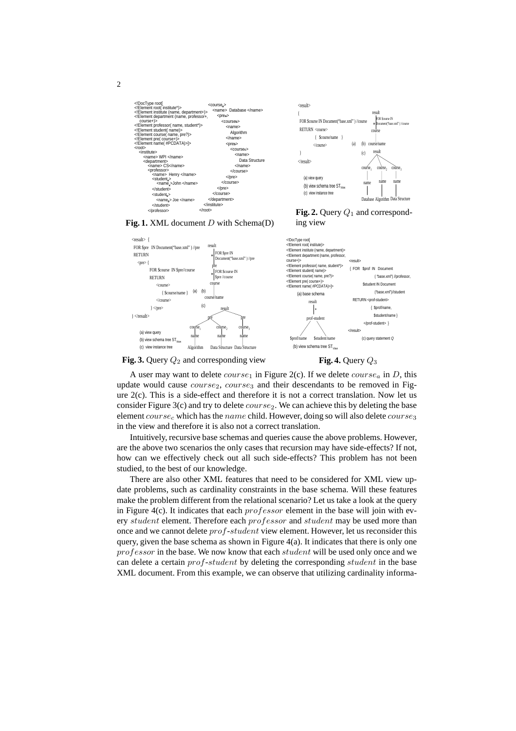```
<!DocType root[
<!Element root( institute*)>
<!Element institute (name, department+)>
<!Element department (name, professor+,
   course+)>
<!Element professor( name, student*)>
<!Element student( name)>
<!Element course( name, pre?)>
<!Element pre( course+)>
<!Element name( #PCDATA)>]>
<root>
  <institute>
    <name> WPI </name>
    <department>
      <name> CS</name>
      <professor>
        <name> Henry </name>
        <student_a>
          <name_a>John </name>
        </student>
        <student_b>
          <name_b> Joe </name>
        </student>
      </professor>
      <course_a>
        <name> Database </name>
        <pre_a>
          <course_b>
            <name>
              Algorithm
            </name>
            <pre_b>
              <course_c>
                <name>
                  Data Structure
                </name>
              </course>
            </pre>
          </course>
        </pre>
      </course>
    </department>
  </institute>
</root>
```

**Fig. 1.** XML document $D$ with Schema(D)

```
<result>
{
FOR $course IN Document("base.xml" ) //course
RETURN <course>
         { $course/name }
       </course>
}
</result>
```

(a) view query
(b) view schema tree $ST_{view}$
(c) view instance tree

**Fig. 2.** Query $Q_1$ and corresponding view

```
<result> {
FOR $pre IN Document("base.xml" ) //pre
RETURN
  <pre> {
    FOR $course IN $pre//course
    RETURN
      <course>
        { $course/name }
      </course>
  } </pre>
} </result>
```

(a) view query
(b) view schema tree $ST_{view}$
(c) view instance tree

**Fig. 3.** Query $Q_2$ and corresponding view

```
<!DocType root[
<!Element root( institute)>
<!Element institute (name, department)>
<!Element department (name, professor,
course+)>
<!Element professor( name, student*)>
<!Element student( name)>
<!Element course( name, pre?)>
<!Element pre( course+)>
<!Element name( #PCDATA)>]>
```

(a) base schema
(b) view schema tree $ST_{view}$

```
<result>
{ FOR $prof IN Document
        ("base.xml") //professor,
    $student IN Document
        ("base.xml")//student
  RETURN <prof-student>
        { $prof/name,
          $student/name }
      </prof-student> }
</result>
```

(c) query statement $Q$

**Fig. 4.** Query $Q_3$

A user may want to delete $course_1$ in Figure 2(c). If we delete $course_a$ in $D$, this update would cause $course_2$, $course_3$ and their descendants to be removed in Figure 2(c). This is a side-effect and therefore it is not a correct translation. Now let us consider Figure 3(c) and try to delete $course_2$. We can achieve this by deleting the base element $course_c$ which has the $name$ child. However, doing so will also delete $course_3$ in the view and therefore it is also not a correct translation.

Intuitively, recursive base schemas and queries cause the above problems. However, are the above two scenarios the only cases that recursion may have side-effects? If not, how can we effectively check out all such side-effects? This problem has not been studied, to the best of our knowledge.

There are also other XML features that need to be considered for XML view update problems, such as cardinality constraints in the base schema. Will these features make the problem different from the relational scenario? Let us take a look at the query in Figure 4(c). It indicates that each $professor$ element in the base will join with every $student$ element. Therefore each $professor$ and $student$ may be used more than once and we cannot delete $prof\text{-}student$ view element. However, let us reconsider this query, given the base schema as shown in Figure 4(a). It indicates that there is only one $professor$ in the base. We now know that each $student$ will be used only once and we can delete a certain $prof\text{-}student$ by deleting the corresponding $student$ in the base XML document. From this example, we can observe that utilizing cardinality informa-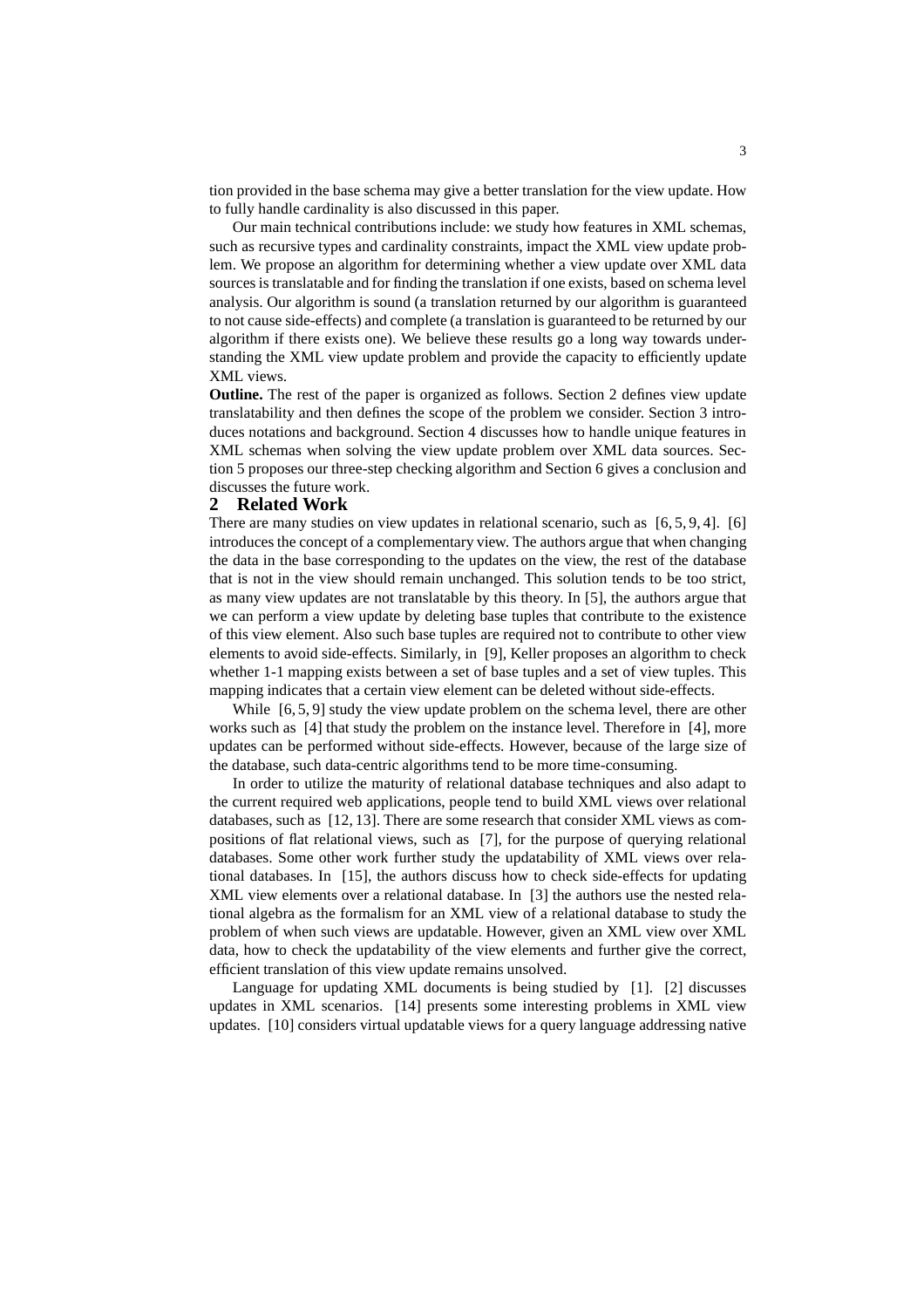tion provided in the base schema may give a better translation for the view update. How to fully handle cardinality is also discussed in this paper.

Our main technical contributions include: we study how features in XML schemas, such as recursive types and cardinality constraints, impact the XML view update problem. We propose an algorithm for determining whether a view update over XML data sources is translatable and for finding the translation if one exists, based on schema level analysis. Our algorithm is sound (a translation returned by our algorithm is guaranteed to not cause side-effects) and complete (a translation is guaranteed to be returned by our algorithm if there exists one). We believe these results go a long way towards understanding the XML view update problem and provide the capacity to efficiently update XML views.

**Outline.** The rest of the paper is organized as follows. Section 2 defines view update translatability and then defines the scope of the problem we consider. Section 3 introduces notations and background. Section 4 discusses how to handle unique features in XML schemas when solving the view update problem over XML data sources. Section 5 proposes our three-step checking algorithm and Section 6 gives a conclusion and discusses the future work.

## 2 Related Work

There are many studies on view updates in relational scenario, such as [6, 5, 9, 4]. [6] introduces the concept of a complementary view. The authors argue that when changing the data in the base corresponding to the updates on the view, the rest of the database that is not in the view should remain unchanged. This solution tends to be too strict, as many view updates are not translatable by this theory. In [5], the authors argue that we can perform a view update by deleting base tuples that contribute to the existence of this view element. Also such base tuples are required not to contribute to other view elements to avoid side-effects. Similarly, in [9], Keller proposes an algorithm to check whether 1-1 mapping exists between a set of base tuples and a set of view tuples. This mapping indicates that a certain view element can be deleted without side-effects.

While [6, 5, 9] study the view update problem on the schema level, there are other works such as [4] that study the problem on the instance level. Therefore in [4], more updates can be performed without side-effects. However, because of the large size of the database, such data-centric algorithms tend to be more time-consuming.

In order to utilize the maturity of relational database techniques and also adapt to the current required web applications, people tend to build XML views over relational databases, such as [12, 13]. There are some research that consider XML views as compositions of flat relational views, such as [7], for the purpose of querying relational databases. Some other work further study the updatability of XML views over relational databases. In [15], the authors discuss how to check side-effects for updating XML view elements over a relational database. In [3] the authors use the nested relational algebra as the formalism for an XML view of a relational database to study the problem of when such views are updatable. However, given an XML view over XML data, how to check the updatability of the view elements and further give the correct, efficient translation of this view update remains unsolved.

Language for updating XML documents is being studied by [1]. [2] discusses updates in XML scenarios. [14] presents some interesting problems in XML view updates. [10] considers virtual updatable views for a query language addressing native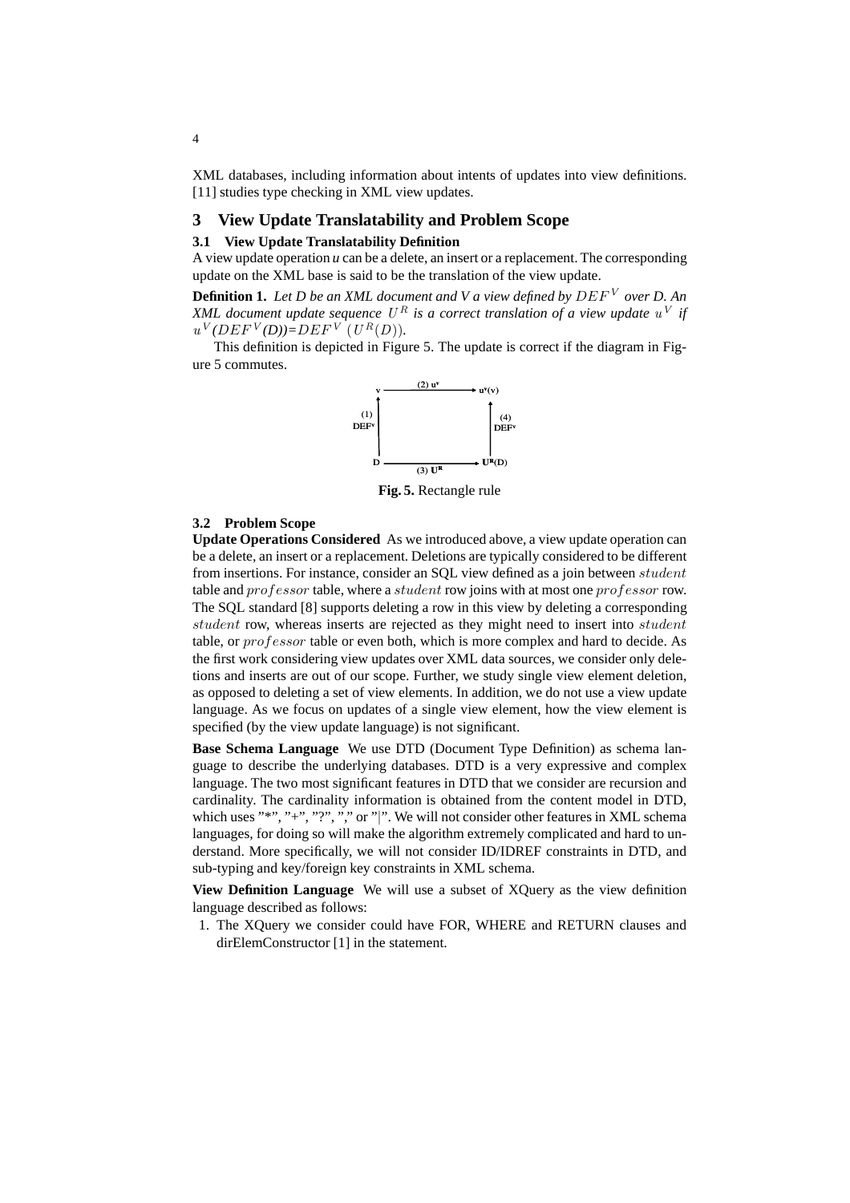XML databases, including information about intents of updates into view definitions. [11] studies type checking in XML view updates.

## 3 View Update Translatability and Problem Scope

### 3.1 View Update Translatability Definition

A view update operation *u* can be a delete, an insert or a replacement. The corresponding update on the XML base is said to be the translation of the view update.

**Definition 1.** *Let D be an XML document and V a view defined by $DEF^V$ over D. An XML document update sequence $U^R$ is a correct translation of a view update $u^V$ if $u^V(DEF^V(D))=DEF^V(U^R(D))$.*

This definition is depicted in Figure 5. The update is correct if the diagram in Figure 5 commutes.

Fig. 5. Rectangle rule

### 3.2 Problem Scope

**Update Operations Considered** As we introduced above, a view update operation can be a delete, an insert or a replacement. Deletions are typically considered to be different from insertions. For instance, consider an SQL view defined as a join between $student$ table and $professor$ table, where a $student$ row joins with at most one $professor$ row. The SQL standard [8] supports deleting a row in this view by deleting a corresponding $student$ row, whereas inserts are rejected as they might need to insert into $student$ table, or $professor$ table or even both, which is more complex and hard to decide. As the first work considering view updates over XML data sources, we consider only deletions and inserts are out of our scope. Further, we study single view element deletion, as opposed to deleting a set of view elements. In addition, we do not use a view update language. As we focus on updates of a single view element, how the view element is specified (by the view update language) is not significant.

**Base Schema Language** We use DTD (Document Type Definition) as schema language to describe the underlying databases. DTD is a very expressive and complex language. The two most significant features in DTD that we consider are recursion and cardinality. The cardinality information is obtained from the content model in DTD, which uses "*", "+", "?", "," or "|". We will not consider other features in XML schema languages, for doing so will make the algorithm extremely complicated and hard to understand. More specifically, we will not consider ID/IDREF constraints in DTD, and sub-typing and key/foreign key constraints in XML schema.

**View Definition Language** We will use a subset of XQuery as the view definition language described as follows:

1. The XQuery we consider could have FOR, WHERE and RETURN clauses and dirElemConstructor [1] in the statement.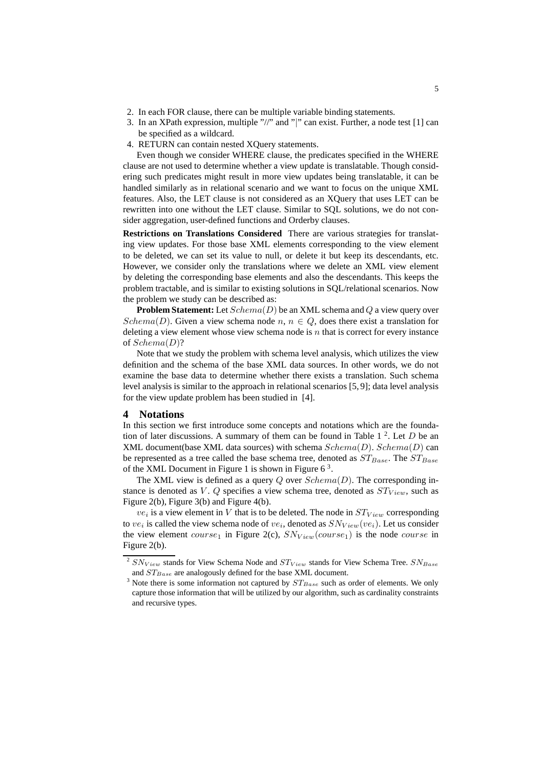2. In each FOR clause, there can be multiple variable binding statements.
3. In an XPath expression, multiple "//" and "|" can exist. Further, a node test [1] can be specified as a wildcard.
4. RETURN can contain nested XQuery statements.

Even though we consider WHERE clause, the predicates specified in the WHERE clause are not used to determine whether a view update is translatable. Though considering such predicates might result in more view updates being translatable, it can be handled similarly as in relational scenario and we want to focus on the unique XML features. Also, the LET clause is not considered as an XQuery that uses LET can be rewritten into one without the LET clause. Similar to SQL solutions, we do not consider aggregation, user-defined functions and Orderby clauses.

**Restrictions on Translations Considered** There are various strategies for translating view updates. For those base XML elements corresponding to the view element to be deleted, we can set its value to null, or delete it but keep its descendants, etc. However, we consider only the translations where we delete an XML view element by deleting the corresponding base elements and also the descendants. This keeps the problem tractable, and is similar to existing solutions in SQL/relational scenarios. Now the problem we study can be described as:

**Problem Statement:** Let $Schema(D)$ be an XML schema and $Q$ a view query over $Schema(D)$. Given a view schema node $n$, $n \in Q$, does there exist a translation for deleting a view element whose view schema node is $n$ that is correct for every instance of $Schema(D)$?

Note that we study the problem with schema level analysis, which utilizes the view definition and the schema of the base XML data sources. In other words, we do not examine the base data to determine whether there exists a translation. Such schema level analysis is similar to the approach in relational scenarios [5, 9]; data level analysis for the view update problem has been studied in [4].

# 4 Notations

In this section we first introduce some concepts and notations which are the foundation of later discussions. A summary of them can be found in Table 1 [2]. Let $D$ be an XML document(base XML data sources) with schema $Schema(D)$. $Schema(D)$ can be represented as a tree called the base schema tree, denoted as $ST_{Base}$. The $ST_{Base}$ of the XML Document in Figure 1 is shown in Figure 6 [3].

The XML view is defined as a query $Q$ over $Schema(D)$. The corresponding instance is denoted as $V$. $Q$ specifies a view schema tree, denoted as $ST_{View}$, such as Figure 2(b), Figure 3(b) and Figure 4(b).

$ve_i$ is a view element in $V$ that is to be deleted. The node in $ST_{View}$ corresponding to $ve_i$ is called the view schema node of $ve_i$, denoted as $SN_{View}(ve_i)$. Let us consider the view element $course_1$ in Figure 2(c), $SN_{View}(course_1)$ is the node $course$ in Figure 2(b).

[2] $SN_{View}$ stands for View Schema Node and $ST_{View}$ stands for View Schema Tree. $SN_{Base}$ and $ST_{Base}$ are analogously defined for the base XML document.

[3] Note there is some information not captured by $ST_{Base}$ such as order of elements. We only capture those information that will be utilized by our algorithm, such as cardinality constraints and recursive types.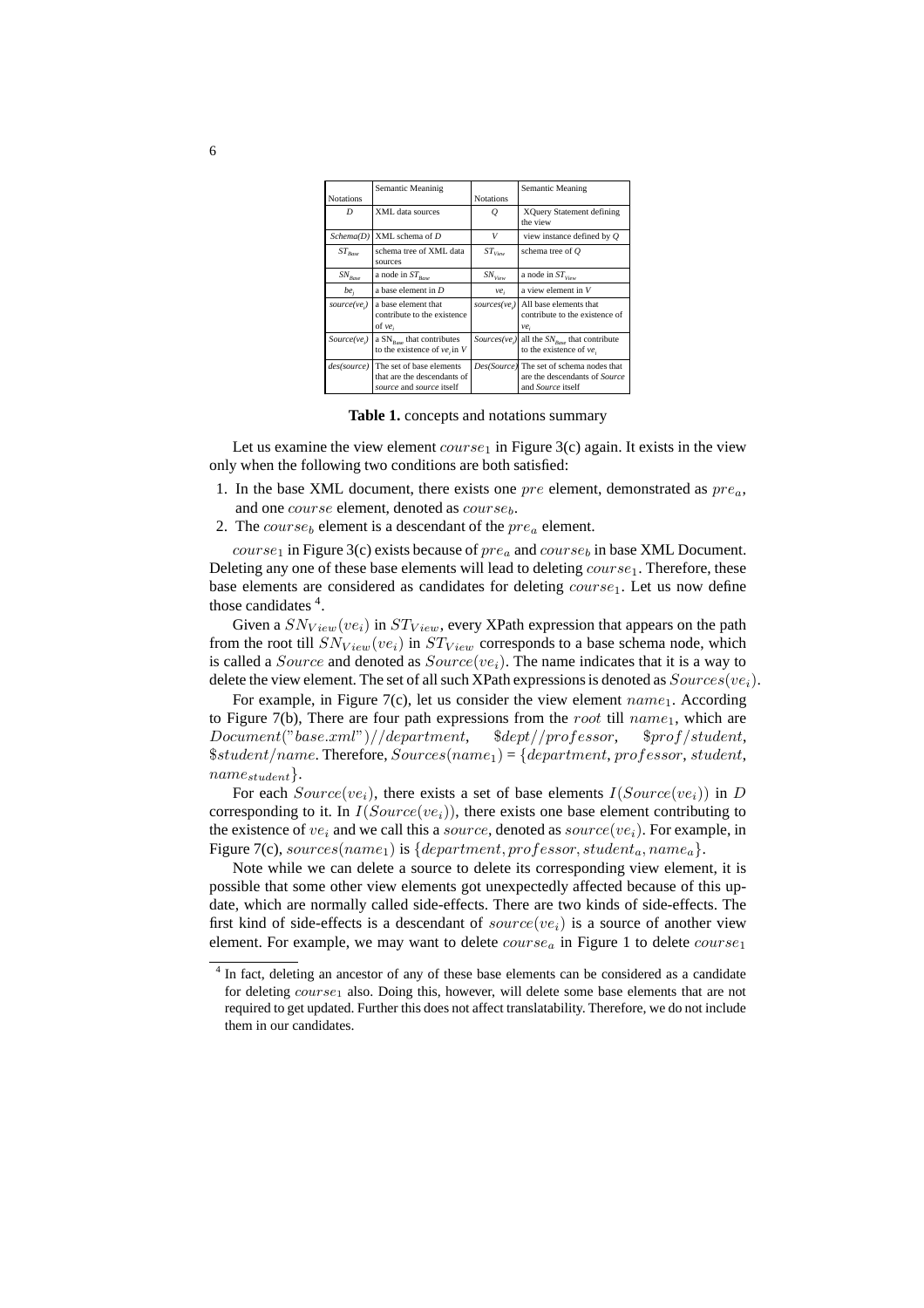| Notations | Semantic Meaninig | Notations | Semantic Meaning |
|---|---|---|---|
| *D* | XML data sources | *Q* | XQuery Statement defining the view |
| *Schema(D)* | XML schema of *D* | *V* | view instance defined by *Q* |
| $ST_{Base}$ | schema tree of XML data sources | $ST_{View}$ | schema tree of *Q* |
| $SN_{Base}$ | a node in $ST_{Base}$ | $SN_{View}$ | a node in $ST_{View}$ |
| $be_i$ | a base element in *D* | $ve_i$ | a view element in *V* |
| $source(ve_i)$ | a base element that contribute to the existence of $ve_i$ | $sources(ve_i)$ | All base elements that contribute to the existence of $ve_i$ |
| $Source(ve_i)$ | a $SN_{Base}$ that contributes to the existence of $ve_i$ in *V* | $Sources(ve_i)$ | all the $SN_{Base}$ that contribute to the existence of $ve_i$ |
| *des(source)* | The set of base elements that are the descendants of *source* and *source* itself | *Des(Source)* | The set of schema nodes that are the descendants of *Source* and *Source* itself |

**Table 1.** concepts and notations summary

Let us examine the view element $course_1$ in Figure 3(c) again. It exists in the view only when the following two conditions are both satisfied:

1. In the base XML document, there exists one $pre$ element, demonstrated as $pre_a$, and one $course$ element, denoted as $course_b$.
2. The $course_b$ element is a descendant of the $pre_a$ element.

$course_1$ in Figure 3(c) exists because of $pre_a$ and $course_b$ in base XML Document. Deleting any one of these base elements will lead to deleting $course_1$. Therefore, these base elements are considered as candidates for deleting $course_1$. Let us now define those candidates [4].

Given a $SN_{View}(ve_i)$ in $ST_{View}$, every XPath expression that appears on the path from the root till $SN_{View}(ve_i)$ in $ST_{View}$ corresponds to a base schema node, which is called a $Source$ and denoted as $Source(ve_i)$. The name indicates that it is a way to delete the view element. The set of all such XPath expressions is denoted as $Sources(ve_i)$.

For example, in Figure 7(c), let us consider the view element $name_1$. According to Figure 7(b), There are four path expressions from the $root$ till $name_1$, which are $Document("base.xml")//department$, $\$dept//professor$, $\$prof/student$, $\$student/name$. Therefore, $Sources(name_1) = \{department, professor, student, name_{student}\}$.

For each $Source(ve_i)$, there exists a set of base elements $I(Source(ve_i))$ in $D$ corresponding to it. In $I(Source(ve_i))$, there exists one base element contributing to the existence of $ve_i$ and we call this a $source$, denoted as $source(ve_i)$. For example, in Figure 7(c), $sources(name_1)$ is $\{department, professor, student_a, name_a\}$.

Note while we can delete a source to delete its corresponding view element, it is possible that some other view elements got unexpectedly affected because of this update, which are normally called side-effects. There are two kinds of side-effects. The first kind of side-effects is a descendant of $source(ve_i)$ is a source of another view element. For example, we may want to delete $course_a$ in Figure 1 to delete $course_1$

[4] In fact, deleting an ancestor of any of these base elements can be considered as a candidate for deleting $course_1$ also. Doing this, however, will delete some base elements that are not required to get updated. Further this does not affect translatability. Therefore, we do not include them in our candidates.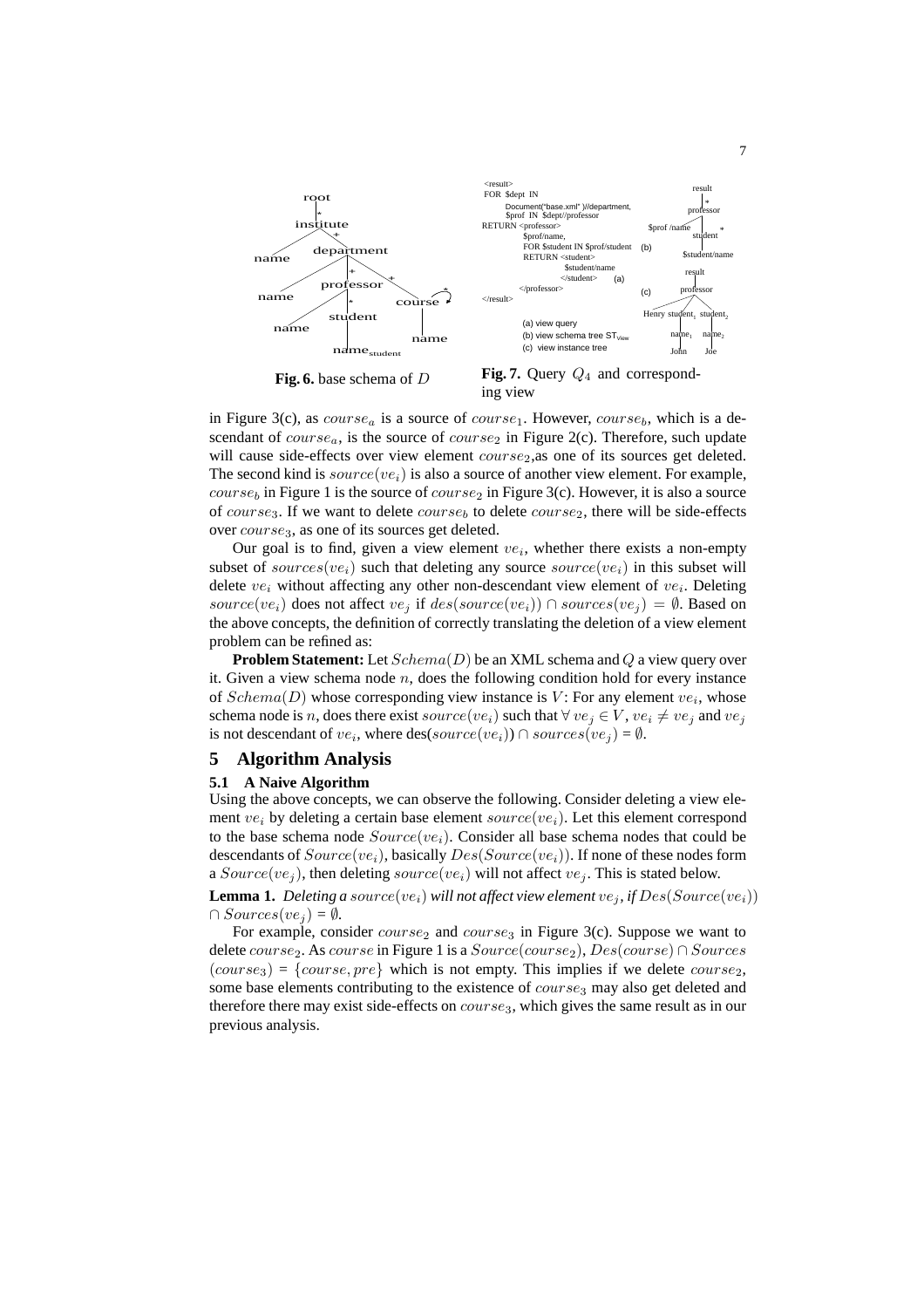**Fig. 6.** base schema of $D$

**Fig. 7.** Query $Q_4$ and corresponding view

in Figure 3(c), as $course_a$ is a source of $course_1$. However, $course_b$, which is a descendant of $course_a$, is the source of $course_2$ in Figure 2(c). Therefore, such update will cause side-effects over view element $course_2$,as one of its sources get deleted. The second kind is $source(ve_i)$ is also a source of another view element. For example, $course_b$ in Figure 1 is the source of $course_2$ in Figure 3(c). However, it is also a source of $course_3$. If we want to delete $course_b$ to delete $course_2$, there will be side-effects over $course_3$, as one of its sources get deleted.

Our goal is to find, given a view element $ve_i$, whether there exists a non-empty subset of $sources(ve_i)$ such that deleting any source $source(ve_i)$ in this subset will delete $ve_i$ without affecting any other non-descendant view element of $ve_i$. Deleting $source(ve_i)$ does not affect $ve_j$ if $des(source(ve_i)) \cap sources(ve_j) = \emptyset$. Based on the above concepts, the definition of correctly translating the deletion of a view element problem can be refined as:

**Problem Statement:** Let $Schema(D)$ be an XML schema and $Q$ a view query over it. Given a view schema node $n$, does the following condition hold for every instance of $Schema(D)$ whose corresponding view instance is $V$: For any element $ve_i$, whose schema node is $n$, does there exist $source(ve_i)$ such that $\forall\ ve_j \in V$, $ve_i \neq ve_j$ and $ve_j$ is not descendant of $ve_i$, where des($source(ve_i)$) $\cap$ $sources(ve_j)$ = $\emptyset$.

# 5 Algorithm Analysis

## 5.1 A Naive Algorithm

Using the above concepts, we can observe the following. Consider deleting a view element $ve_i$ by deleting a certain base element $source(ve_i)$. Let this element correspond to the base schema node $Source(ve_i)$. Consider all base schema nodes that could be descendants of $Source(ve_i)$, basically $Des(Source(ve_i))$. If none of these nodes form a $Source(ve_j)$, then deleting $source(ve_i)$ will not affect $ve_j$. This is stated below.

**Lemma 1.** *Deleting a* $source(ve_i)$ *will not affect view element* $ve_j$*, if* $Des(Source(ve_i))$ $\cap$ $Sources(ve_j)$ = $\emptyset$*.*

For example, consider $course_2$ and $course_3$ in Figure 3(c). Suppose we want to delete $course_2$. As $course$ in Figure 1 is a $Source(course_2)$, $Des(course) \cap Sources$ $(course_3)$ = $\{course, pre\}$ which is not empty. This implies if we delete $course_2$, some base elements contributing to the existence of $course_3$ may also get deleted and therefore there may exist side-effects on $course_3$, which gives the same result as in our previous analysis.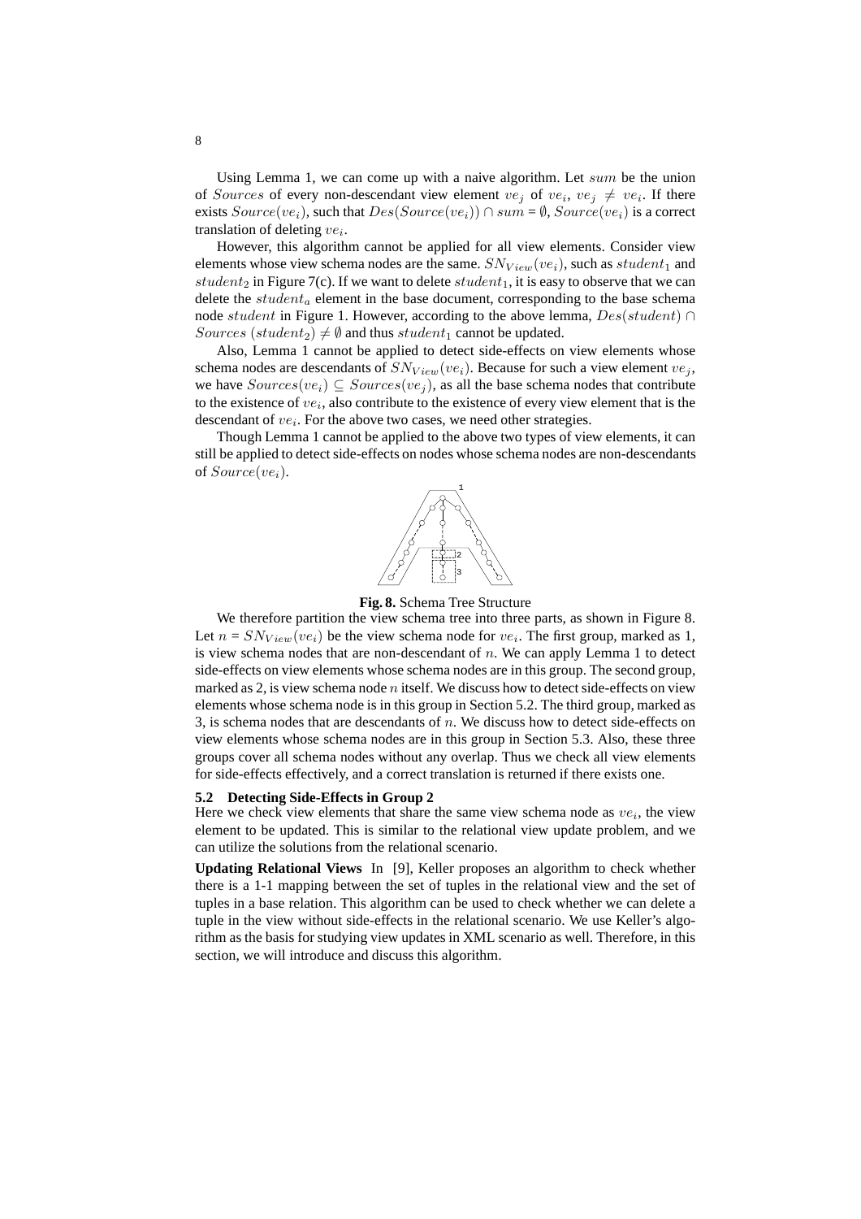Using Lemma 1, we can come up with a naive algorithm. Let $sum$ be the union of $Sources$ of every non-descendant view element $ve_j$ of $ve_i$, $ve_j \neq ve_i$. If there exists $Source(ve_i)$, such that $Des(Source(ve_i)) \cap sum = \emptyset$, $Source(ve_i)$ is a correct translation of deleting $ve_i$.

However, this algorithm cannot be applied for all view elements. Consider view elements whose view schema nodes are the same. $SN_{View}(ve_i)$, such as $student_1$ and $student_2$ in Figure 7(c). If we want to delete $student_1$, it is easy to observe that we can delete the $student_a$ element in the base document, corresponding to the base schema node $student$ in Figure 1. However, according to the above lemma, $Des(student) \cap Sources\ (student_2) \neq \emptyset$ and thus $student_1$ cannot be updated.

Also, Lemma 1 cannot be applied to detect side-effects on view elements whose schema nodes are descendants of $SN_{View}(ve_i)$. Because for such a view element $ve_j$, we have $Sources(ve_i) \subseteq Sources(ve_j)$, as all the base schema nodes that contribute to the existence of $ve_i$, also contribute to the existence of every view element that is the descendant of $ve_i$. For the above two cases, we need other strategies.

Though Lemma 1 cannot be applied to the above two types of view elements, it can still be applied to detect side-effects on nodes whose schema nodes are non-descendants of $Source(ve_i)$.

**Fig. 8.** Schema Tree Structure

We therefore partition the view schema tree into three parts, as shown in Figure 8. Let $n = SN_{View}(ve_i)$ be the view schema node for $ve_i$. The first group, marked as 1, is view schema nodes that are non-descendant of $n$. We can apply Lemma 1 to detect side-effects on view elements whose schema nodes are in this group. The second group, marked as 2, is view schema node $n$ itself. We discuss how to detect side-effects on view elements whose schema node is in this group in Section 5.2. The third group, marked as 3, is schema nodes that are descendants of $n$. We discuss how to detect side-effects on view elements whose schema nodes are in this group in Section 5.3. Also, these three groups cover all schema nodes without any overlap. Thus we check all view elements for side-effects effectively, and a correct translation is returned if there exists one.

### 5.2 Detecting Side-Effects in Group 2

Here we check view elements that share the same view schema node as $ve_i$, the view element to be updated. This is similar to the relational view update problem, and we can utilize the solutions from the relational scenario.

**Updating Relational Views** In [9], Keller proposes an algorithm to check whether there is a 1-1 mapping between the set of tuples in the relational view and the set of tuples in a base relation. This algorithm can be used to check whether we can delete a tuple in the view without side-effects in the relational scenario. We use Keller's algorithm as the basis for studying view updates in XML scenario as well. Therefore, in this section, we will introduce and discuss this algorithm.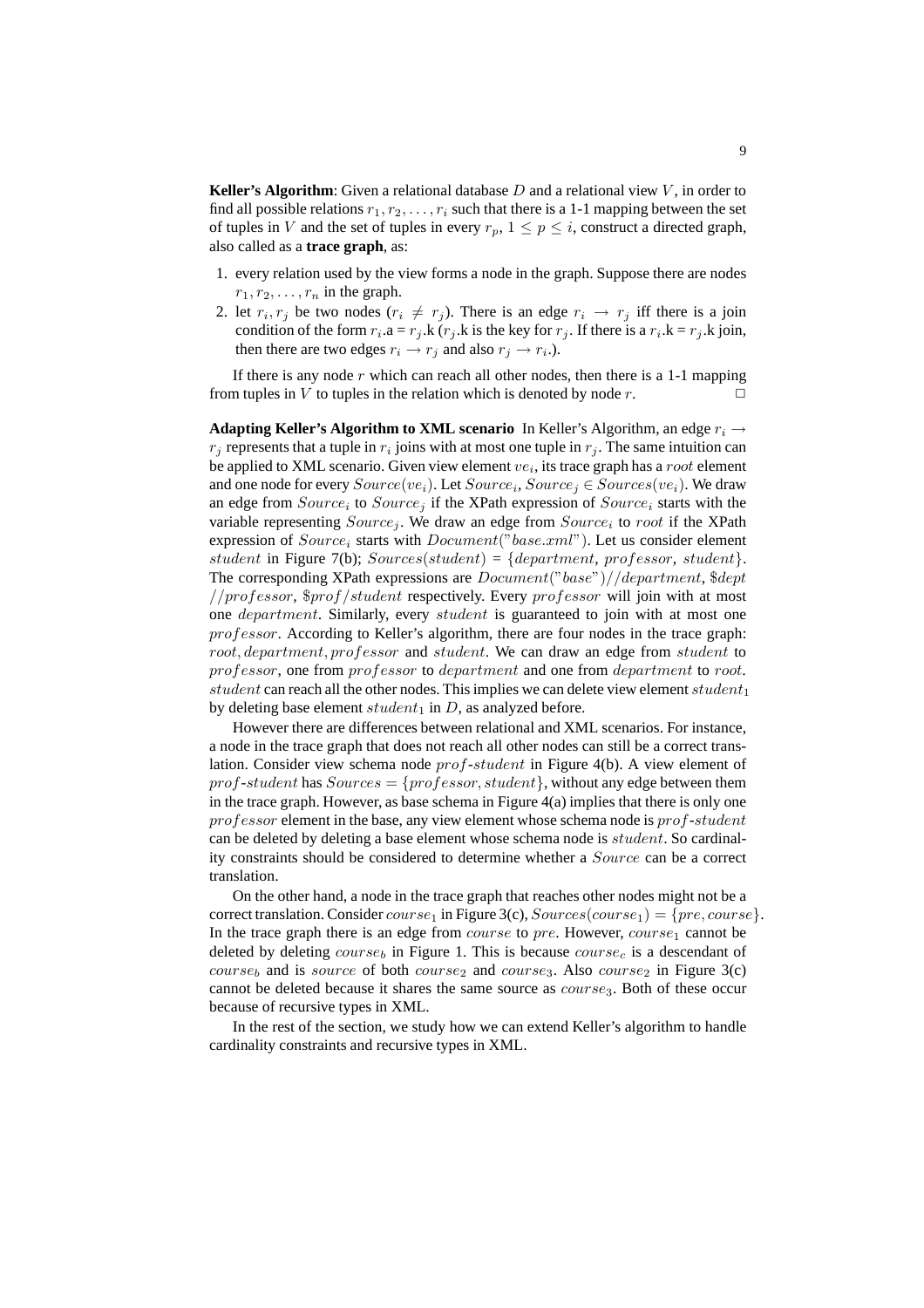**Keller's Algorithm**: Given a relational database $D$ and a relational view $V$, in order to find all possible relations $r_1, r_2, \ldots, r_i$ such that there is a 1-1 mapping between the set of tuples in $V$ and the set of tuples in every $r_p$, $1 \leq p \leq i$, construct a directed graph, also called as a **trace graph**, as:

1. every relation used by the view forms a node in the graph. Suppose there are nodes $r_1, r_2, \ldots, r_n$ in the graph.
2. let $r_i, r_j$ be two nodes ($r_i \neq r_j$). There is an edge $r_i \rightarrow r_j$ iff there is a join condition of the form $r_i$.a = $r_j$.k ($r_j$.k is the key for $r_j$. If there is a $r_i$.k = $r_j$.k join, then there are two edges $r_i \rightarrow r_j$ and also $r_j \rightarrow r_i$.).

If there is any node $r$ which can reach all other nodes, then there is a 1-1 mapping from tuples in $V$ to tuples in the relation which is denoted by node $r$. □

**Adapting Keller's Algorithm to XML scenario** In Keller's Algorithm, an edge $r_i \rightarrow r_j$ represents that a tuple in $r_i$ joins with at most one tuple in $r_j$. The same intuition can be applied to XML scenario. Given view element $ve_i$, its trace graph has a $root$ element and one node for every $Source(ve_i)$. Let $Source_i, Source_j \in Sources(ve_i)$. We draw an edge from $Source_i$ to $Source_j$ if the XPath expression of $Source_i$ starts with the variable representing $Source_j$. We draw an edge from $Source_i$ to $root$ if the XPath expression of $Source_i$ starts with $Document("base.xml")$. Let us consider element $student$ in Figure 7(b); $Sources(student)$ = $\{department, professor, student\}$. The corresponding XPath expressions are $Document("base")//department$, $\$dept$ $//professor$, $\$prof/student$ respectively. Every $professor$ will join with at most one $department$. Similarly, every $student$ is guaranteed to join with at most one $professor$. According to Keller's algorithm, there are four nodes in the trace graph: $root, department, professor$ and $student$. We can draw an edge from $student$ to $professor$, one from $professor$ to $department$ and one from $department$ to $root$. $student$ can reach all the other nodes. This implies we can delete view element $student_1$ by deleting base element $student_1$ in $D$, as analyzed before.

However there are differences between relational and XML scenarios. For instance, a node in the trace graph that does not reach all other nodes can still be a correct translation. Consider view schema node $prof$-$student$ in Figure 4(b). A view element of $prof$-$student$ has $Sources = \{professor, student\}$, without any edge between them in the trace graph. However, as base schema in Figure 4(a) implies that there is only one $professor$ element in the base, any view element whose schema node is $prof$-$student$ can be deleted by deleting a base element whose schema node is $student$. So cardinality constraints should be considered to determine whether a $Source$ can be a correct translation.

On the other hand, a node in the trace graph that reaches other nodes might not be a correct translation. Consider $course_1$ in Figure 3(c), $Sources(course_1) = \{pre, course\}$. In the trace graph there is an edge from $course$ to $pre$. However, $course_1$ cannot be deleted by deleting $course_b$ in Figure 1. This is because $course_c$ is a descendant of $course_b$ and is $source$ of both $course_2$ and $course_3$. Also $course_2$ in Figure 3(c) cannot be deleted because it shares the same source as $course_3$. Both of these occur because of recursive types in XML.

In the rest of the section, we study how we can extend Keller's algorithm to handle cardinality constraints and recursive types in XML.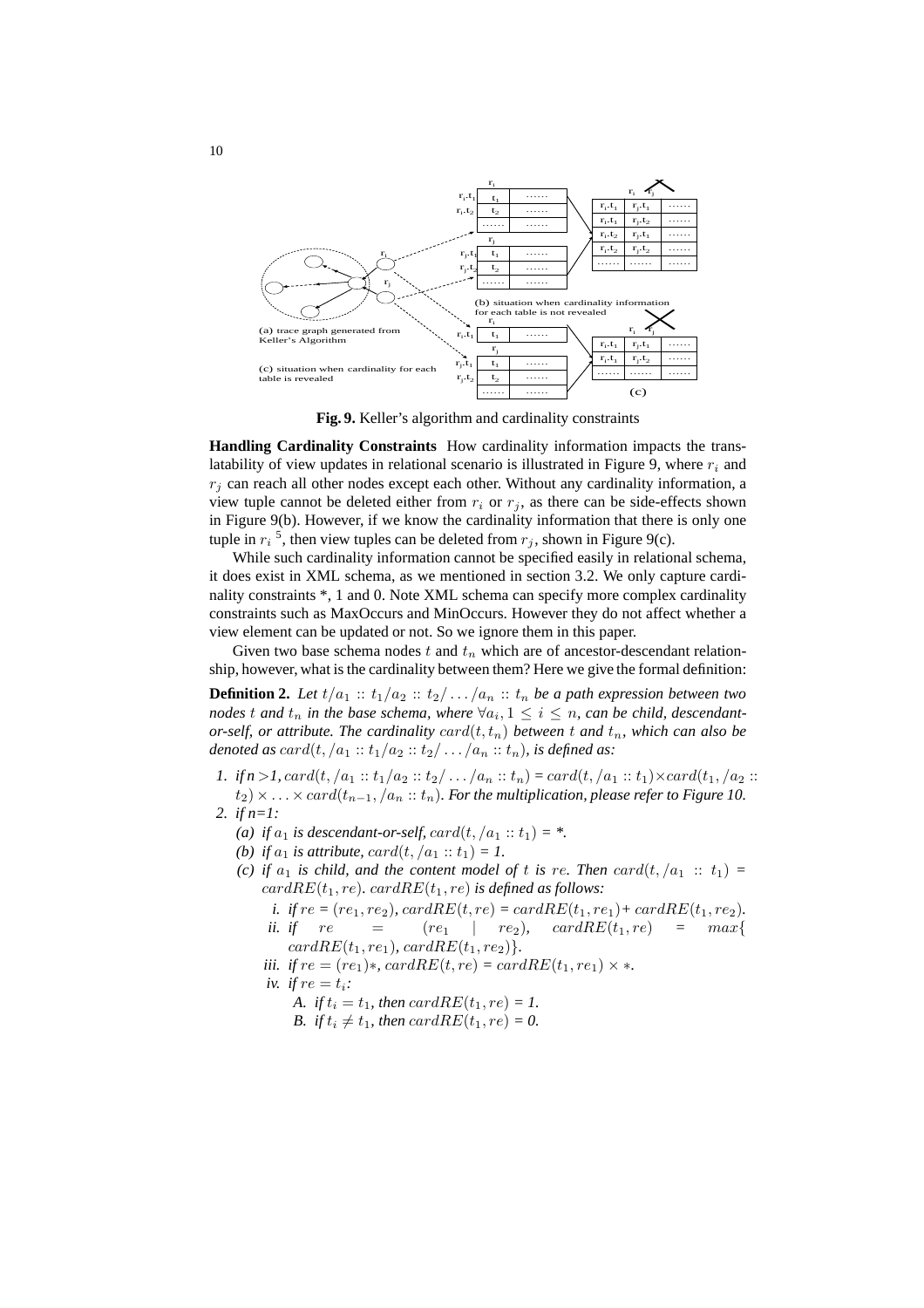Fig. 9. Keller's algorithm and cardinality constraints

**Handling Cardinality Constraints** How cardinality information impacts the translatability of view updates in relational scenario is illustrated in Figure 9, where $r_i$ and $r_j$ can reach all other nodes except each other. Without any cardinality information, a view tuple cannot be deleted either from $r_i$ or $r_j$, as there can be side-effects shown in Figure 9(b). However, if we know the cardinality information that there is only one tuple in $r_i$ [5], then view tuples can be deleted from $r_j$, shown in Figure 9(c).

While such cardinality information cannot be specified easily in relational schema, it does exist in XML schema, as we mentioned in section 3.2. We only capture cardinality constraints *, 1 and 0. Note XML schema can specify more complex cardinality constraints such as MaxOccurs and MinOccurs. However they do not affect whether a view element can be updated or not. So we ignore them in this paper.

Given two base schema nodes $t$ and $t_n$ which are of ancestor-descendant relationship, however, what is the cardinality between them? Here we give the formal definition:

**Definition 2.** *Let $t/a_1 :: t_1/a_2 :: t_2/ \ldots /a_n :: t_n$ be a path expression between two nodes $t$ and $t_n$ in the base schema, where $\forall a_i, 1 \leq i \leq n$, can be child, descendant-or-self, or attribute. The cardinality $card(t, t_n)$ between $t$ and $t_n$, which can also be denoted as $card(t, /a_1 :: t_1/a_2 :: t_2/ \ldots /a_n :: t_n)$, is defined as:*

1. *if n >1, $card(t, /a_1 :: t_1/a_2 :: t_2/ \ldots /a_n :: t_n) = card(t, /a_1 :: t_1) \times card(t_1, /a_2 :: t_2) \times \ldots \times card(t_{n-1}, /a_n :: t_n)$. For the multiplication, please refer to Figure 10.*
2. *if n=1:*
   (a) *if $a_1$ is descendant-or-self, $card(t, /a_1 :: t_1)$ = *.*
   (b) *if $a_1$ is attribute, $card(t, /a_1 :: t_1)$ = 1.*
   (c) *if $a_1$ is child, and the content model of $t$ is $re$. Then $card(t, /a_1 :: t_1) = cardRE(t_1, re)$. $cardRE(t_1, re)$ is defined as follows:*
      i. *if $re = (re_1, re_2)$, $cardRE(t, re) = cardRE(t_1, re_1) + cardRE(t_1, re_2)$.*
      ii. *if $re = (re_1 \mid re_2)$, $cardRE(t_1, re) = max\{cardRE(t_1, re_1), cardRE(t_1, re_2)\}$.*
      iii. *if $re = (re_1)*$, $cardRE(t, re) = cardRE(t_1, re_1) \times *$.*
      iv. *if $re = t_i$:*
         A. *if $t_i = t_1$, then $cardRE(t_1, re)$ = 1.*
         B. *if $t_i \neq t_1$, then $cardRE(t_1, re)$ = 0.*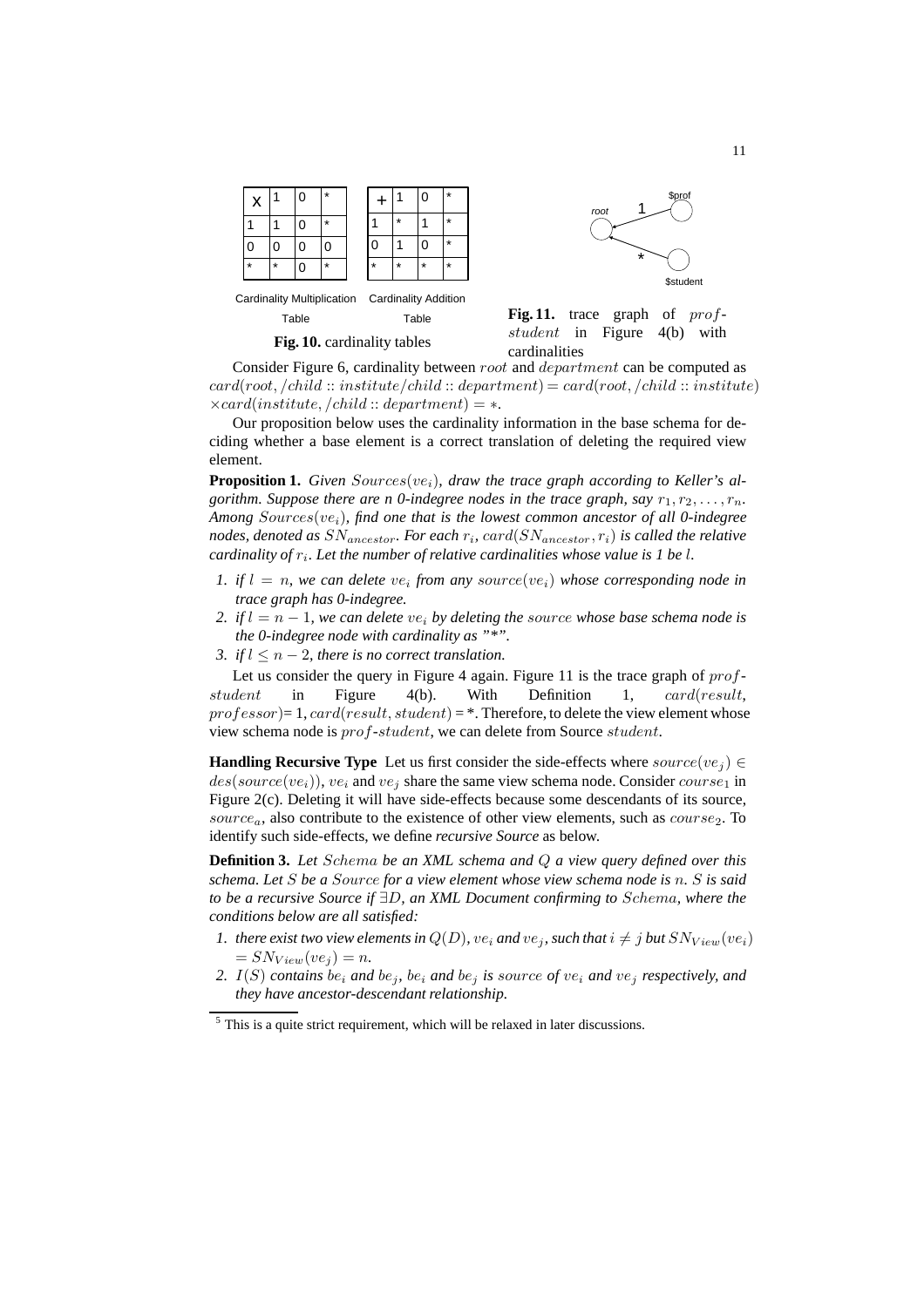| x | 1 | 0 | * |
|---|---|---|---|
| 1 | 1 | 0 | * |
| 0 | 0 | 0 | 0 |
| * | * | 0 | * |

Cardinality Multiplication Table

| + | 1 | 0 | * |
|---|---|---|---|
| 1 | * | 1 | * |
| 0 | 1 | 0 | * |
| * | * | * | * |

Cardinality Addition Table

**Fig. 10.** cardinality tables

**Fig. 11.** trace graph of $prof$-$student$ in Figure 4(b) with cardinalities

Consider Figure 6, cardinality between $root$ and $department$ can be computed as $card(root, /child :: institute/child :: department) = card(root, /child :: institute)$ $\times card(institute, /child :: department) = *$.

Our proposition below uses the cardinality information in the base schema for deciding whether a base element is a correct translation of deleting the required view element.

**Proposition 1.** *Given $Sources(ve_i)$, draw the trace graph according to Keller's algorithm. Suppose there are n 0-indegree nodes in the trace graph, say $r_1, r_2, \ldots, r_n$. Among $Sources(ve_i)$, find one that is the lowest common ancestor of all 0-indegree nodes, denoted as $SN_{ancestor}$. For each $r_i$, $card(SN_{ancestor}, r_i)$ is called the relative cardinality of $r_i$. Let the number of relative cardinalities whose value is 1 be $l$.*

1. *if $l = n$, we can delete $ve_i$ from any $source(ve_i)$ whose corresponding node in trace graph has 0-indegree.*
2. *if $l = n - 1$, we can delete $ve_i$ by deleting the $source$ whose base schema node is the 0-indegree node with cardinality as "*".*
3. *if $l \leq n - 2$, there is no correct translation.*

Let us consider the query in Figure 4 again. Figure 11 is the trace graph of $prof$-$student$ in Figure 4(b). With Definition 1, $card(result,$ $professor)$= 1, $card(result, student)$ = *. Therefore, to delete the view element whose view schema node is $prof$-$student$, we can delete from Source $student$.

**Handling Recursive Type** Let us first consider the side-effects where $source(ve_j) \in des(source(ve_i))$, $ve_i$ and $ve_j$ share the same view schema node. Consider $course_1$ in Figure 2(c). Deleting it will have side-effects because some descendants of its source, $source_a$, also contribute to the existence of other view elements, such as $course_2$. To identify such side-effects, we define *recursive Source* as below.

**Definition 3.** *Let $Schema$ be an XML schema and $Q$ a view query defined over this schema. Let $S$ be a $Source$ for a view element whose view schema node is $n$. $S$ is said to be a recursive Source if $\exists D$, an XML Document confirming to $Schema$, where the conditions below are all satisfied:*

1. *there exist two view elements in $Q(D)$, $ve_i$ and $ve_j$, such that $i \neq j$ but $SN_{View}(ve_i) = SN_{View}(ve_j) = n$.*
2. *$I(S)$ contains $be_i$ and $be_j$, $be_i$ and $be_j$ is source of $ve_i$ and $ve_j$ respectively, and they have ancestor-descendant relationship.*

[5] This is a quite strict requirement, which will be relaxed in later discussions.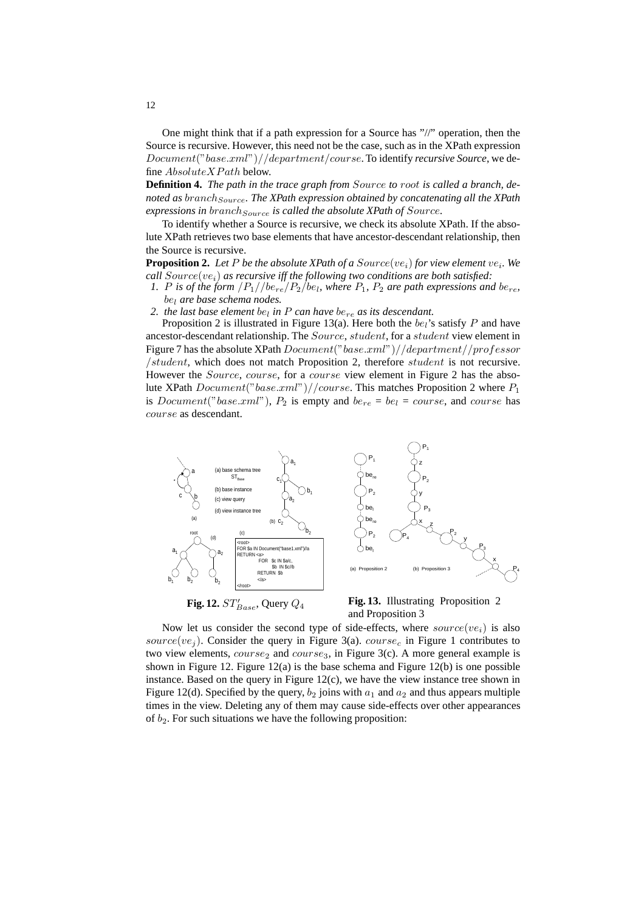One might think that if a path expression for a Source has "//" operation, then the Source is recursive. However, this need not be the case, such as in the XPath expression $Document("base.xml")//department/course$. To identify *recursive Source*, we define $AbsoluteXPath$ below.

**Definition 4.** *The path in the trace graph from $Source$ to $root$ is called a branch, denoted as $branch_{Source}$. The XPath expression obtained by concatenating all the XPath expressions in $branch_{Source}$ is called the absolute XPath of $Source$.*

To identify whether a Source is recursive, we check its absolute XPath. If the absolute XPath retrieves two base elements that have ancestor-descendant relationship, then the Source is recursive.

**Proposition 2.** *Let $P$ be the absolute XPath of a $Source(ve_i)$ for view element $ve_i$. We call $Source(ve_i)$ as recursive iff the following two conditions are both satisfied:*

1. *$P$ is of the form $/P_1//be_{re}/P_2/be_l$, where $P_1$, $P_2$ are path expressions and $be_{re}$, $be_l$ are base schema nodes.*
2. *the last base element $be_l$ in $P$ can have $be_{re}$ as its descendant.*

Proposition 2 is illustrated in Figure 13(a). Here both the $be_l$'s satisfy $P$ and have ancestor-descendant relationship. The $Source$, $student$, for a $student$ view element in Figure 7 has the absolute XPath $Document("base.xml")//department//professor/student$, which does not match Proposition 2, therefore $student$ is not recursive. However the $Source$, $course$, for a $course$ view element in Figure 2 has the absolute XPath $Document("base.xml")//course$. This matches Proposition 2 where $P_1$ is $Document("base.xml")$, $P_2$ is empty and $be_{re}$ = $be_l$ = $course$, and $course$ has $course$ as descendant.

**Fig. 12.** $ST'_{Base}$, Query $Q_4$

**Fig. 13.** Illustrating Proposition 2 and Proposition 3

Now let us consider the second type of side-effects, where $source(ve_i)$ is also $source(ve_j)$. Consider the query in Figure 3(a). $course_c$ in Figure 1 contributes to two view elements, $course_2$ and $course_3$, in Figure 3(c). A more general example is shown in Figure 12. Figure 12(a) is the base schema and Figure 12(b) is one possible instance. Based on the query in Figure 12(c), we have the view instance tree shown in Figure 12(d). Specified by the query, $b_2$ joins with $a_1$ and $a_2$ and thus appears multiple times in the view. Deleting any of them may cause side-effects over other appearances of $b_2$. For such situations we have the following proposition: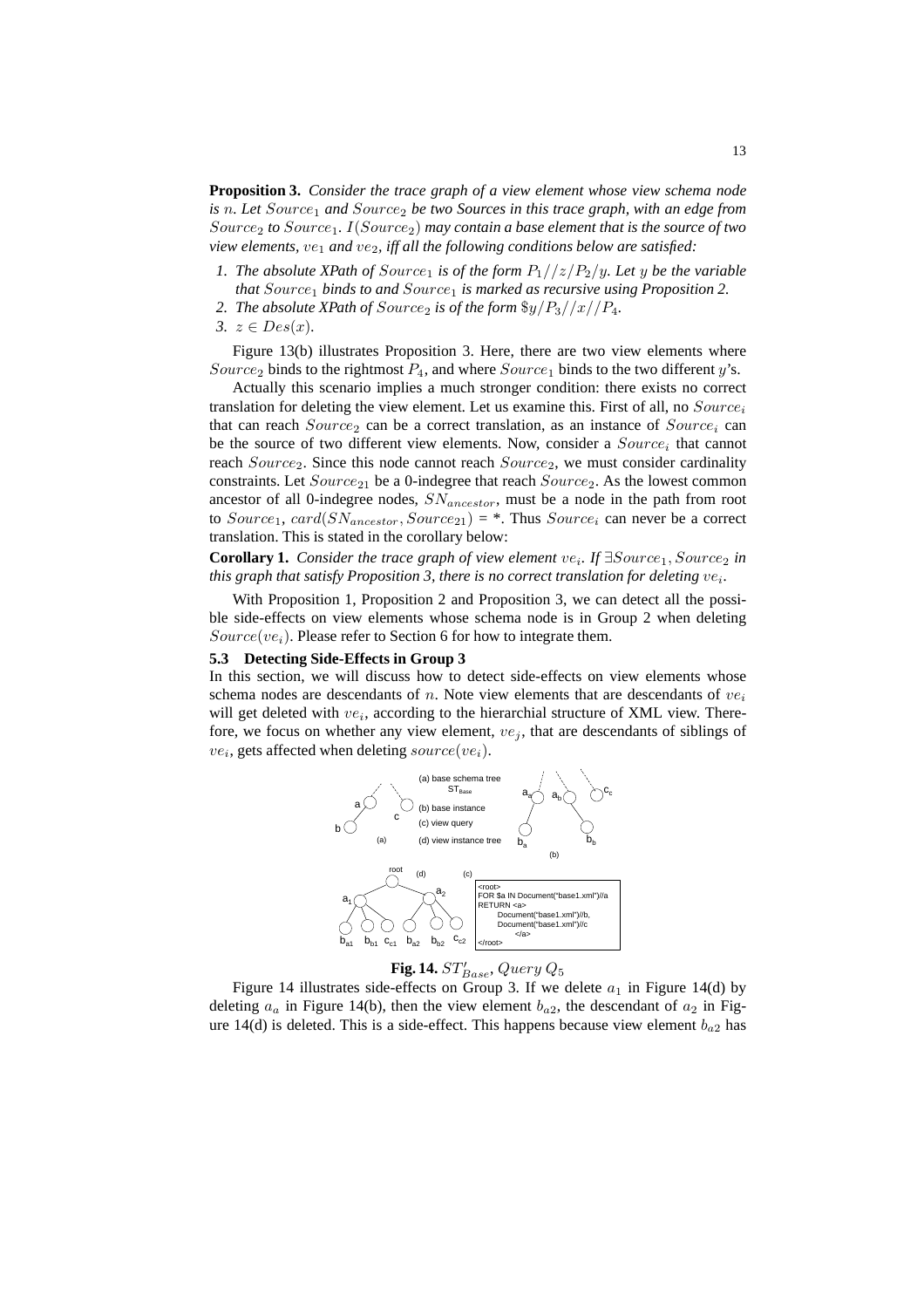**Proposition 3.** *Consider the trace graph of a view element whose view schema node is $n$. Let $Source_1$ and $Source_2$ be two Sources in this trace graph, with an edge from $Source_2$ to $Source_1$. $I(Source_2)$ may contain a base element that is the source of two view elements, $ve_1$ and $ve_2$, iff all the following conditions below are satisfied:*

1. *The absolute XPath of $Source_1$ is of the form $P_1//z/P_2/y$. Let $y$ be the variable that $Source_1$ binds to and $Source_1$ is marked as recursive using Proposition 2.*
2. *The absolute XPath of $Source_2$ is of the form $\$y/P_3//x//P_4$.*
3. *$z \in Des(x)$.*

Figure 13(b) illustrates Proposition 3. Here, there are two view elements where $Source_2$ binds to the rightmost $P_4$, and where $Source_1$ binds to the two different $y$'s.

Actually this scenario implies a much stronger condition: there exists no correct translation for deleting the view element. Let us examine this. First of all, no $Source_i$ that can reach $Source_2$ can be a correct translation, as an instance of $Source_i$ can be the source of two different view elements. Now, consider a $Source_i$ that cannot reach $Source_2$. Since this node cannot reach $Source_2$, we must consider cardinality constraints. Let $Source_{21}$ be a 0-indegree that reach $Source_2$. As the lowest common ancestor of all 0-indegree nodes, $SN_{ancestor}$, must be a node in the path from root to $Source_1$, $card(SN_{ancestor}, Source_{21})$ = \*. Thus $Source_i$ can never be a correct translation. This is stated in the corollary below:

**Corollary 1.** *Consider the trace graph of view element $ve_i$. If $\exists Source_1, Source_2$ in this graph that satisfy Proposition 3, there is no correct translation for deleting $ve_i$.*

With Proposition 1, Proposition 2 and Proposition 3, we can detect all the possible side-effects on view elements whose schema node is in Group 2 when deleting $Source(ve_i)$. Please refer to Section 6 for how to integrate them.

### 5.3 Detecting Side-Effects in Group 3

In this section, we will discuss how to detect side-effects on view elements whose schema nodes are descendants of $n$. Note view elements that are descendants of $ve_i$ will get deleted with $ve_i$, according to the hierarchial structure of XML view. Therefore, we focus on whether any view element, $ve_j$, that are descendants of siblings of $ve_i$, gets affected when deleting $source(ve_i)$.

```
<root>
FOR $a IN Document("base1.xml")//a
RETURN <a>
       Document("base1.xml")//b,
       Document("base1.xml")//c
       </a>
</root>
```

**Fig. 14.** $ST'_{Base}$, $Query\ Q_5$

Figure 14 illustrates side-effects on Group 3. If we delete $a_1$ in Figure 14(d) by deleting $a_a$ in Figure 14(b), then the view element $b_{a2}$, the descendant of $a_2$ in Figure 14(d) is deleted. This is a side-effect. This happens because view element $b_{a2}$ has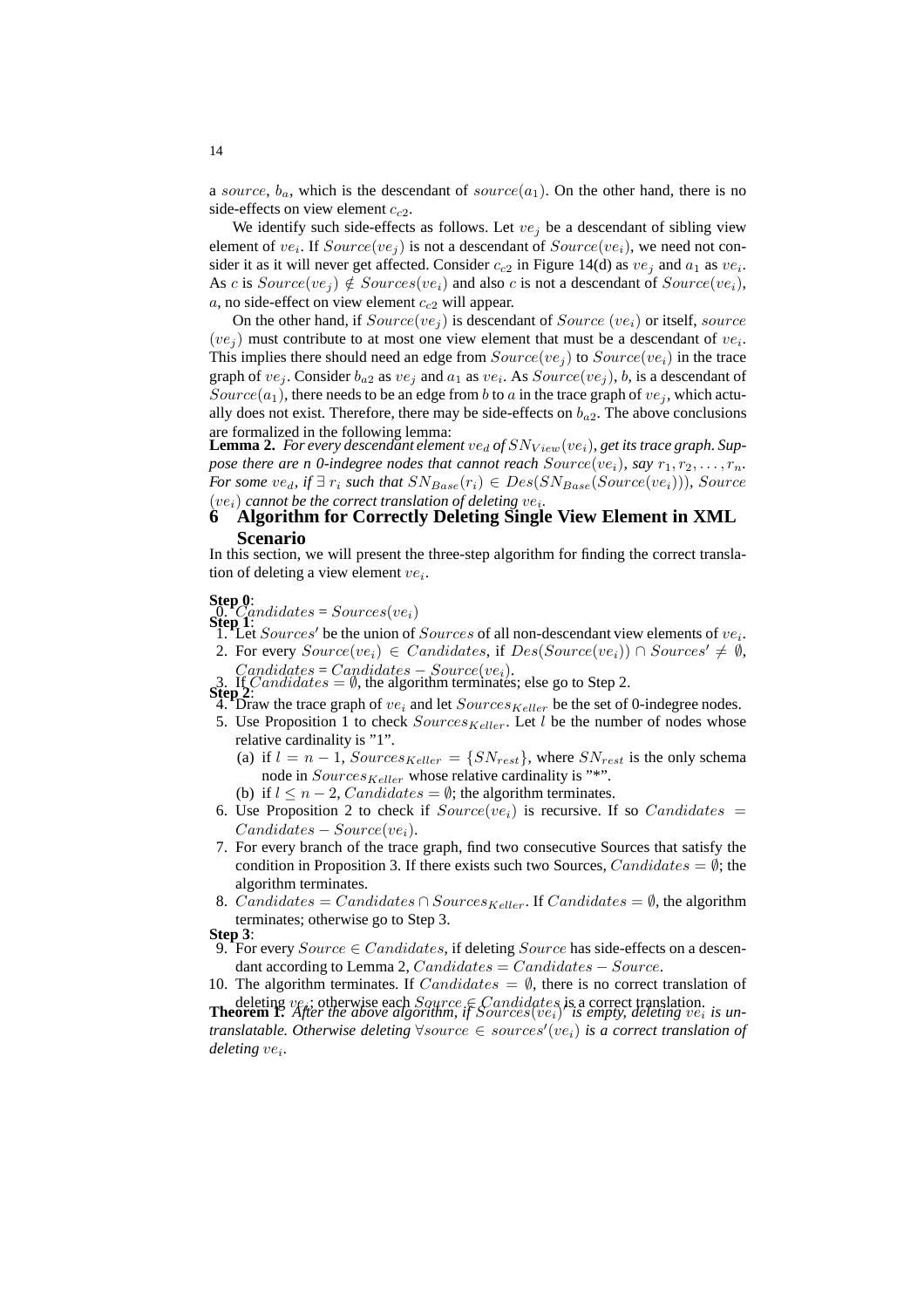a $source$, $b_a$, which is the descendant of $source(a_1)$. On the other hand, there is no side-effects on view element $c_{c2}$.

We identify such side-effects as follows. Let $ve_j$ be a descendant of sibling view element of $ve_i$. If $Source(ve_j)$ is not a descendant of $Source(ve_i)$, we need not consider it as it will never get affected. Consider $c_{c2}$ in Figure 14(d) as $ve_j$ and $a_1$ as $ve_i$. As $c$ is $Source(ve_j) \notin Sources(ve_i)$ and also $c$ is not a descendant of $Source(ve_i)$, $a$, no side-effect on view element $c_{c2}$ will appear.

On the other hand, if $Source(ve_j)$ is descendant of $Source\ (ve_i)$ or itself, $source\ (ve_j)$ must contribute to at most one view element that must be a descendant of $ve_i$. This implies there should need an edge from $Source(ve_j)$ to $Source(ve_i)$ in the trace graph of $ve_j$. Consider $b_{a2}$ as $ve_j$ and $a_1$ as $ve_i$. As $Source(ve_j)$, $b$, is a descendant of $Source(a_1)$, there needs to be an edge from $b$ to $a$ in the trace graph of $ve_j$, which actually does not exist. Therefore, there may be side-effects on $b_{a2}$. The above conclusions are formalized in the following lemma:

**Lemma 2.** *For every descendant element $ve_d$ of $SN_{View}(ve_i)$, get its trace graph. Suppose there are n 0-indegree nodes that cannot reach $Source(ve_i)$, say $r_1, r_2, \ldots, r_n$. For some $ve_d$, if $\exists\, r_i$ such that $SN_{Base}(r_i) \in Des(SN_{Base}(Source(ve_i)))$, $Source\ (ve_i)$ cannot be the correct translation of deleting $ve_i$.*

# 6 Algorithm for Correctly Deleting Single View Element in XML Scenario

In this section, we will present the three-step algorithm for finding the correct translation of deleting a view element $ve_i$.

**Step 0**:

0. $Candidates = Sources(ve_i)$

**Step 1**:

1. Let $Sources'$ be the union of $Sources$ of all non-descendant view elements of $ve_i$.
2. For every $Source(ve_i) \in Candidates$, if $Des(Source(ve_i)) \cap Sources' \neq \emptyset$, $Candidates = Candidates - Source(ve_i)$.
3. If $Candidates = \emptyset$, the algorithm terminates; else go to Step 2.

**Step 2**:

4. Draw the trace graph of $ve_i$ and let $Sources_{Keller}$ be the set of 0-indegree nodes.
5. Use Proposition 1 to check $Sources_{Keller}$. Let $l$ be the number of nodes whose relative cardinality is "1".
   (a) if $l = n - 1$, $Sources_{Keller} = \{SN_{rest}\}$, where $SN_{rest}$ is the only schema node in $Sources_{Keller}$ whose relative cardinality is "*".
   (b) if $l \leq n - 2$, $Candidates = \emptyset$; the algorithm terminates.
6. Use Proposition 2 to check if $Source(ve_i)$ is recursive. If so $Candidates = Candidates - Source(ve_i)$.
7. For every branch of the trace graph, find two consecutive Sources that satisfy the condition in Proposition 3. If there exists such two Sources, $Candidates = \emptyset$; the algorithm terminates.
8. $Candidates = Candidates \cap Sources_{Keller}$. If $Candidates = \emptyset$, the algorithm terminates; otherwise go to Step 3.

**Step 3**:

9. For every $Source \in Candidates$, if deleting $Source$ has side-effects on a descendant according to Lemma 2, $Candidates = Candidates - Source$.
10. The algorithm terminates. If $Candidates = \emptyset$, there is no correct translation of deleting $ve_i$; otherwise each $Source \in Candidates$ is a correct translation.

**Theorem 1.** *After the above algorithm, if $Sources(ve_i)'$ is empty, deleting $ve_i$ is untranslatable. Otherwise deleting $\forall source \in sources'(ve_i)$ is a correct translation of deleting $ve_i$.*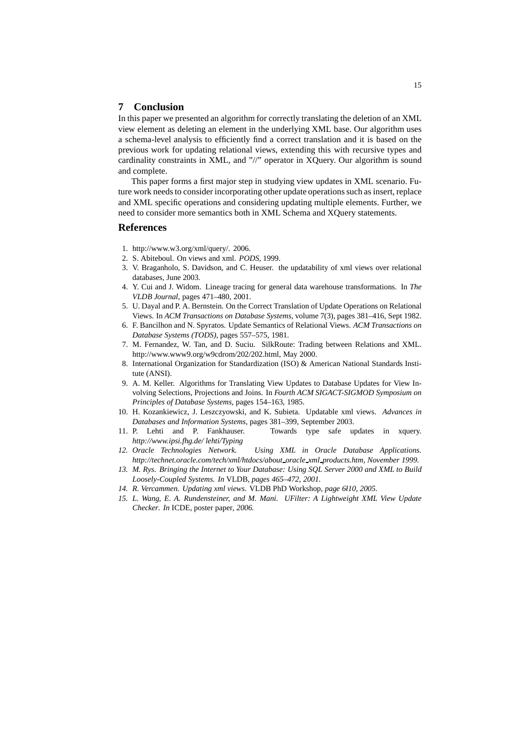## 7 Conclusion

In this paper we presented an algorithm for correctly translating the deletion of an XML view element as deleting an element in the underlying XML base. Our algorithm uses a schema-level analysis to efficiently find a correct translation and it is based on the previous work for updating relational views, extending this with recursive types and cardinality constraints in XML, and "//" operator in XQuery. Our algorithm is sound and complete.

This paper forms a first major step in studying view updates in XML scenario. Future work needs to consider incorporating other update operations such as insert, replace and XML specific operations and considering updating multiple elements. Further, we need to consider more semantics both in XML Schema and XQuery statements.

## References

1. http://www.w3.org/xml/query/. 2006.
2. S. Abiteboul. On views and xml. *PODS*, 1999.
3. V. Braganholo, S. Davidson, and C. Heuser. the updatability of xml views over relational databases, June 2003.
4. Y. Cui and J. Widom. Lineage tracing for general data warehouse transformations. In *The VLDB Journal*, pages 471–480, 2001.
5. U. Dayal and P. A. Bernstein. On the Correct Translation of Update Operations on Relational Views. In *ACM Transactions on Database Systems*, volume 7(3), pages 381–416, Sept 1982.
6. F. Bancilhon and N. Spyratos. Update Semantics of Relational Views. *ACM Transactions on Database Systems (TODS)*, pages 557–575, 1981.
7. M. Fernandez, W. Tan, and D. Suciu. SilkRoute: Trading between Relations and XML. http://www.www9.org/w9cdrom/202/202.html, May 2000.
8. International Organization for Standardization (ISO) & American National Standards Institute (ANSI).
9. A. M. Keller. Algorithms for Translating View Updates to Database Updates for View Involving Selections, Projections and Joins. In *Fourth ACM SIGACT-SIGMOD Symposium on Principles of Database Systems*, pages 154–163, 1985.
10. H. Kozankiewicz, J. Leszczyowski, and K. Subieta. Updatable xml views. *Advances in Databases and Information Systems*, pages 381–399, September 2003.
11. P. Lehti and P. Fankhauser. Towards type safe updates in xquery. *http://www.ipsi.fhg.de/ lehti/Typing*
12. *Oracle Technologies Network. Using XML in Oracle Database Applications. http://technet.oracle.com/tech/xml/htdocs/about_oracle_xml_products.htm, November 1999.*
13. *M. Rys. Bringing the Internet to Your Database: Using SQL Server 2000 and XML to Build Loosely-Coupled Systems. In* VLDB, *pages 465–472, 2001.*
14. *R. Vercammen. Updating xml views.* VLDB PhD Workshop, *page 6H10, 2005.*
15. *L. Wang, E. A. Rundensteiner, and M. Mani. UFilter: A Lightweight XML View Update Checker. In* ICDE, poster paper, *2006.*